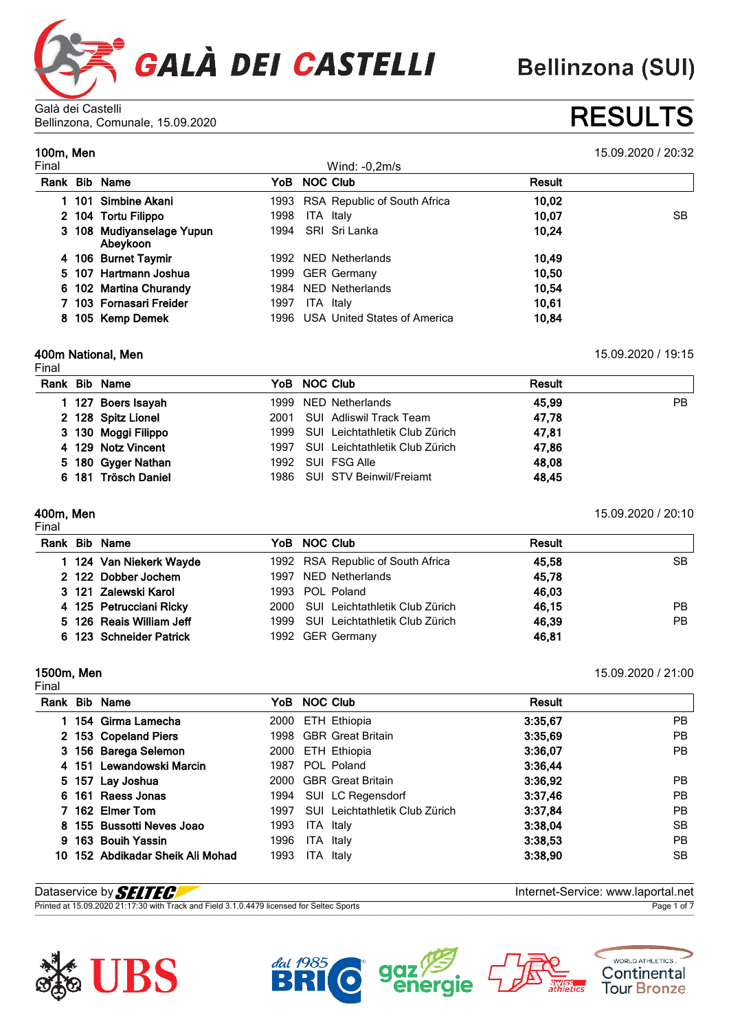# GALÀ DEI CASTELLI

Bellinzona (SUI)

Galà dei Castelli
Bellinzona, Comunale, 15.09.2020

# RESULTS

## 100m, Men

15.09.2020 / 20:32

Final — Wind: -0,2m/s

| Rank | Bib | Name | YoB | NOC | Club | Result | |
|---|---|---|---|---|---|---|---|
| 1 | 101 | Simbine Akani | 1993 | RSA | Republic of South Africa | 10,02 | |
| 2 | 104 | Tortu Filippo | 1998 | ITA | Italy | 10,07 | SB |
| 3 | 108 | Mudiyanselage Yupun Abeykoon | 1994 | SRI | Sri Lanka | 10,24 | |
| 4 | 106 | Burnet Taymir | 1992 | NED | Netherlands | 10,49 | |
| 5 | 107 | Hartmann Joshua | 1999 | GER | Germany | 10,50 | |
| 6 | 102 | Martina Churandy | 1984 | NED | Netherlands | 10,54 | |
| 7 | 103 | Fornasari Freider | 1997 | ITA | Italy | 10,61 | |
| 8 | 105 | Kemp Demek | 1996 | USA | United States of America | 10,84 | |

## 400m National, Men

15.09.2020 / 19:15

Final

| Rank | Bib | Name | YoB | NOC | Club | Result | |
|---|---|---|---|---|---|---|---|
| 1 | 127 | Boers Isayah | 1999 | NED | Netherlands | 45,99 | PB |
| 2 | 128 | Spitz Lionel | 2001 | SUI | Adliswil Track Team | 47,78 | |
| 3 | 130 | Moggi Filippo | 1999 | SUI | Leichtathletik Club Zürich | 47,81 | |
| 4 | 129 | Notz Vincent | 1997 | SUI | Leichtathletik Club Zürich | 47,86 | |
| 5 | 180 | Gyger Nathan | 1992 | SUI | FSG Alle | 48,08 | |
| 6 | 181 | Trösch Daniel | 1986 | SUI | STV Beinwil/Freiamt | 48,45 | |

## 400m, Men

15.09.2020 / 20:10

Final

| Rank | Bib | Name | YoB | NOC | Club | Result | |
|---|---|---|---|---|---|---|---|
| 1 | 124 | Van Niekerk Wayde | 1992 | RSA | Republic of South Africa | 45,58 | SB |
| 2 | 122 | Dobber Jochem | 1997 | NED | Netherlands | 45,78 | |
| 3 | 121 | Zalewski Karol | 1993 | POL | Poland | 46,03 | |
| 4 | 125 | Petrucciani Ricky | 2000 | SUI | Leichtathletik Club Zürich | 46,15 | PB |
| 5 | 126 | Reais William Jeff | 1999 | SUI | Leichtathletik Club Zürich | 46,39 | PB |
| 6 | 123 | Schneider Patrick | 1992 | GER | Germany | 46,81 | |

## 1500m, Men

15.09.2020 / 21:00

Final

| Rank | Bib | Name | YoB | NOC | Club | Result | |
|---|---|---|---|---|---|---|---|
| 1 | 154 | Girma Lamecha | 2000 | ETH | Ethiopia | 3:35,67 | PB |
| 2 | 153 | Copeland Piers | 1998 | GBR | Great Britain | 3:35,69 | PB |
| 3 | 156 | Barega Selemon | 2000 | ETH | Ethiopia | 3:36,07 | PB |
| 4 | 151 | Lewandowski Marcin | 1987 | POL | Poland | 3:36,44 | |
| 5 | 157 | Lay Joshua | 2000 | GBR | Great Britain | 3:36,92 | PB |
| 6 | 161 | Raess Jonas | 1994 | SUI | LC Regensdorf | 3:37,46 | PB |
| 7 | 162 | Elmer Tom | 1997 | SUI | Leichtathletik Club Zürich | 3:37,84 | PB |
| 8 | 155 | Bussotti Neves Joao | 1993 | ITA | Italy | 3:38,04 | SB |
| 9 | 163 | Bouih Yassin | 1996 | ITA | Italy | 3:38,53 | PB |
| 10 | 152 | Abdikadar Sheik Ali Mohad | 1993 | ITA | Italy | 3:38,90 | SB |

Dataservice by SELTEC — Internet-Service: www.laportal.net

Printed at 15.09.2020 21:17:30 with Track and Field 3.1.0.4479 licensed for Seltec Sports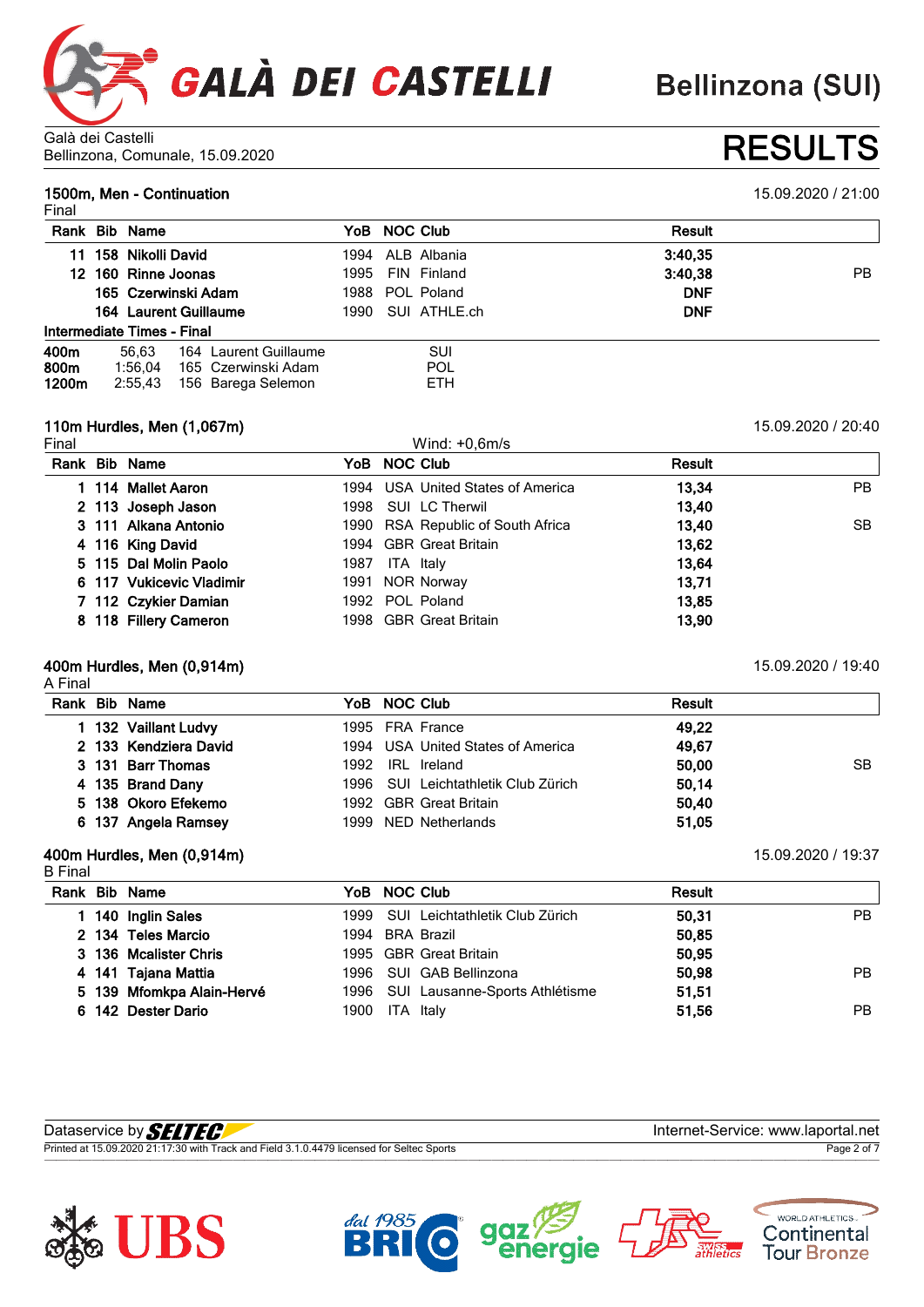Galà dei Castelli
Bellinzona, Comunale, 15.09.2020

# RESULTS

## 1500m, Men - Continuation

15.09.2020 / 21:00

Final

| Rank | Bib | Name | YoB | NOC | Club | Result | |
|---|---|---|---|---|---|---|---|
| 11 | 158 | **Nikolli David** | 1994 | ALB | Albania | **3:40,35** | |
| 12 | 160 | **Rinne Joonas** | 1995 | FIN | Finland | **3:40,38** | PB |
| | 165 | **Czerwinski Adam** | 1988 | POL | Poland | **DNF** | |
| | 164 | **Laurent Guillaume** | 1990 | SUI | ATHLE.ch | **DNF** | |

**Intermediate Times - Final**

| | | | | |
|---|---|---|---|---|
| **400m** | 56,63 | 164 | Laurent Guillaume | SUI |
| **800m** | 1:56,04 | 165 | Czerwinski Adam | POL |
| **1200m** | 2:55,43 | 156 | Barega Selemon | ETH |

## 110m Hurdles, Men (1,067m)

15.09.2020 / 20:40

Final — Wind: +0,6m/s

| Rank | Bib | Name | YoB | NOC | Club | Result | |
|---|---|---|---|---|---|---|---|
| 1 | 114 | **Mallet Aaron** | 1994 | USA | United States of America | **13,34** | PB |
| 2 | 113 | **Joseph Jason** | 1998 | SUI | LC Therwil | **13,40** | |
| 3 | 111 | **Alkana Antonio** | 1990 | RSA | Republic of South Africa | **13,40** | SB |
| 4 | 116 | **King David** | 1994 | GBR | Great Britain | **13,62** | |
| 5 | 115 | **Dal Molin Paolo** | 1987 | ITA | Italy | **13,64** | |
| 6 | 117 | **Vukicevic Vladimir** | 1991 | NOR | Norway | **13,71** | |
| 7 | 112 | **Czykier Damian** | 1992 | POL | Poland | **13,85** | |
| 8 | 118 | **Fillery Cameron** | 1998 | GBR | Great Britain | **13,90** | |

## 400m Hurdles, Men (0,914m)

15.09.2020 / 19:40

A Final

| Rank | Bib | Name | YoB | NOC | Club | Result | |
|---|---|---|---|---|---|---|---|
| 1 | 132 | **Vaillant Ludvy** | 1995 | FRA | France | **49,22** | |
| 2 | 133 | **Kendziera David** | 1994 | USA | United States of America | **49,67** | |
| 3 | 131 | **Barr Thomas** | 1992 | IRL | Ireland | **50,00** | SB |
| 4 | 135 | **Brand Dany** | 1996 | SUI | Leichtathletik Club Zürich | **50,14** | |
| 5 | 138 | **Okoro Efekemo** | 1992 | GBR | Great Britain | **50,40** | |
| 6 | 137 | **Angela Ramsey** | 1999 | NED | Netherlands | **51,05** | |

## 400m Hurdles, Men (0,914m)

15.09.2020 / 19:37

B Final

| Rank | Bib | Name | YoB | NOC | Club | Result | |
|---|---|---|---|---|---|---|---|
| 1 | 140 | **Inglin Sales** | 1999 | SUI | Leichtathletik Club Zürich | **50,31** | PB |
| 2 | 134 | **Teles Marcio** | 1994 | BRA | Brazil | **50,85** | |
| 3 | 136 | **Mcalister Chris** | 1995 | GBR | Great Britain | **50,95** | |
| 4 | 141 | **Tajana Mattia** | 1996 | SUI | GAB Bellinzona | **50,98** | PB |
| 5 | 139 | **Mfomkpa Alain-Hervé** | 1996 | SUI | Lausanne-Sports Athlétisme | **51,51** | |
| 6 | 142 | **Dester Dario** | 1900 | ITA | Italy | **51,56** | PB |

Dataservice by SELTEC — Internet-Service: www.laportal.net
Printed at 15.09.2020 21:17:30 with Track and Field 3.1.0.4479 licensed for Seltec Sports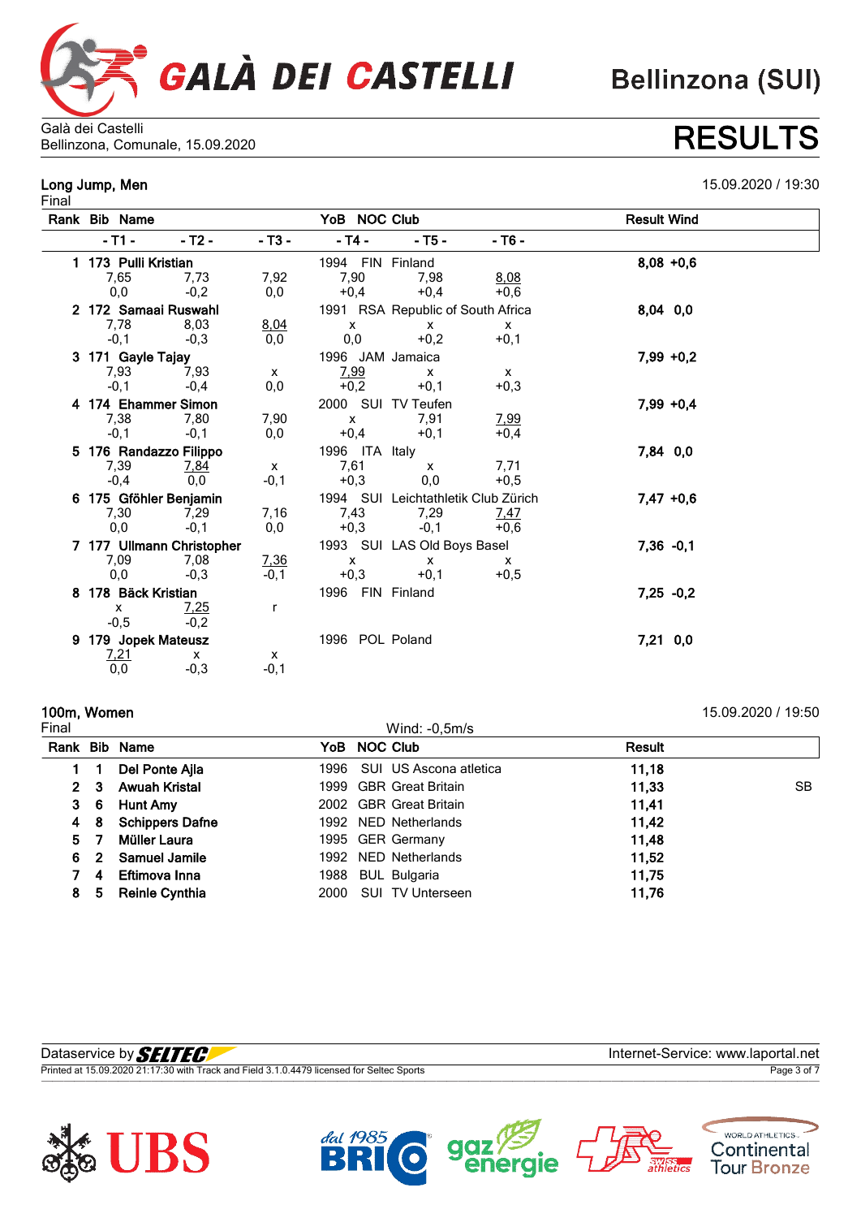# GALÀ DEI CASTELLI

Bellinzona (SUI)

Galà dei Castelli
Bellinzona, Comunale, 15.09.2020

# RESULTS

## Long Jump, Men

15.09.2020 / 19:30

Final

| Rank | Bib | Name | YoB | NOC | Club | Result | Wind |
|---|---|---|---|---|---|---|---|
| | | - T1 - / - T2 - / - T3 - / - T4 - / - T5 - / - T6 - | | | | | |
| 1 | 173 | Pulli Kristian | 1994 | FIN | Finland | 8,08 | +0,6 |
| | | 7,65 (0,0) / 7,73 (-0,2) / 7,92 (0,0) / 7,90 (+0,4) / 7,98 (+0,4) / 8,08 (+0,6) | | | | | |
| 2 | 172 | Samaai Ruswahl | 1991 | RSA | Republic of South Africa | 8,04 | 0,0 |
| | | 7,78 (-0,1) / 8,03 (-0,3) / 8,04 (0,0) / x (0,0) / x (+0,2) / x (+0,1) | | | | | |
| 3 | 171 | Gayle Tajay | 1996 | JAM | Jamaica | 7,99 | +0,2 |
| | | 7,93 (-0,1) / 7,93 (-0,4) / x (0,0) / 7,99 (+0,2) / x (+0,1) / x (+0,3) | | | | | |
| 4 | 174 | Ehammer Simon | 2000 | SUI | TV Teufen | 7,99 | +0,4 |
| | | 7,38 (-0,1) / 7,80 (-0,1) / 7,90 (0,0) / x (+0,4) / 7,91 (+0,1) / 7,99 (+0,4) | | | | | |
| 5 | 176 | Randazzo Filippo | 1996 | ITA | Italy | 7,84 | 0,0 |
| | | 7,39 (-0,4) / 7,84 (0,0) / x (-0,1) / 7,61 (+0,3) / x (0,0) / 7,71 (+0,5) | | | | | |
| 6 | 175 | Gföhler Benjamin | 1994 | SUI | Leichtathletik Club Zürich | 7,47 | +0,6 |
| | | 7,30 (0,0) / 7,29 (-0,1) / 7,16 (0,0) / 7,43 (+0,3) / 7,29 (-0,1) / 7,47 (+0,6) | | | | | |
| 7 | 177 | Ullmann Christopher | 1993 | SUI | LAS Old Boys Basel | 7,36 | -0,1 |
| | | 7,09 (0,0) / 7,08 (-0,3) / 7,36 (-0,1) / x (+0,3) / x (+0,1) / x (+0,5) | | | | | |
| 8 | 178 | Bäck Kristian | 1996 | FIN | Finland | 7,25 | -0,2 |
| | | x (-0,5) / 7,25 (-0,2) / r | | | | | |
| 9 | 179 | Jopek Mateusz | 1996 | POL | Poland | 7,21 | 0,0 |
| | | 7,21 (0,0) / x (-0,3) / x (-0,1) | | | | | |

## 100m, Women

15.09.2020 / 19:50

Final — Wind: -0,5m/s

| Rank | Bib | Name | YoB | NOC | Club | Result | |
|---|---|---|---|---|---|---|---|
| 1 | 1 | Del Ponte Ajla | 1996 | SUI | US Ascona atletica | 11,18 | |
| 2 | 3 | Awuah Kristal | 1999 | GBR | Great Britain | 11,33 | SB |
| 3 | 6 | Hunt Amy | 2002 | GBR | Great Britain | 11,41 | |
| 4 | 8 | Schippers Dafne | 1992 | NED | Netherlands | 11,42 | |
| 5 | 7 | Müller Laura | 1995 | GER | Germany | 11,48 | |
| 6 | 2 | Samuel Jamile | 1992 | NED | Netherlands | 11,52 | |
| 7 | 4 | Eftimova Inna | 1988 | BUL | Bulgaria | 11,75 | |
| 8 | 5 | Reinle Cynthia | 2000 | SUI | TV Unterseen | 11,76 | |

Dataservice by SELTEC — Internet-Service: www.laportal.net

Printed at 15.09.2020 21:17:30 with Track and Field 3.1.0.4479 licensed for Seltec Sports

UBS — dal 1985 BRICO — gaz energie — Swiss athletics — World Athletics Continental Tour Bronze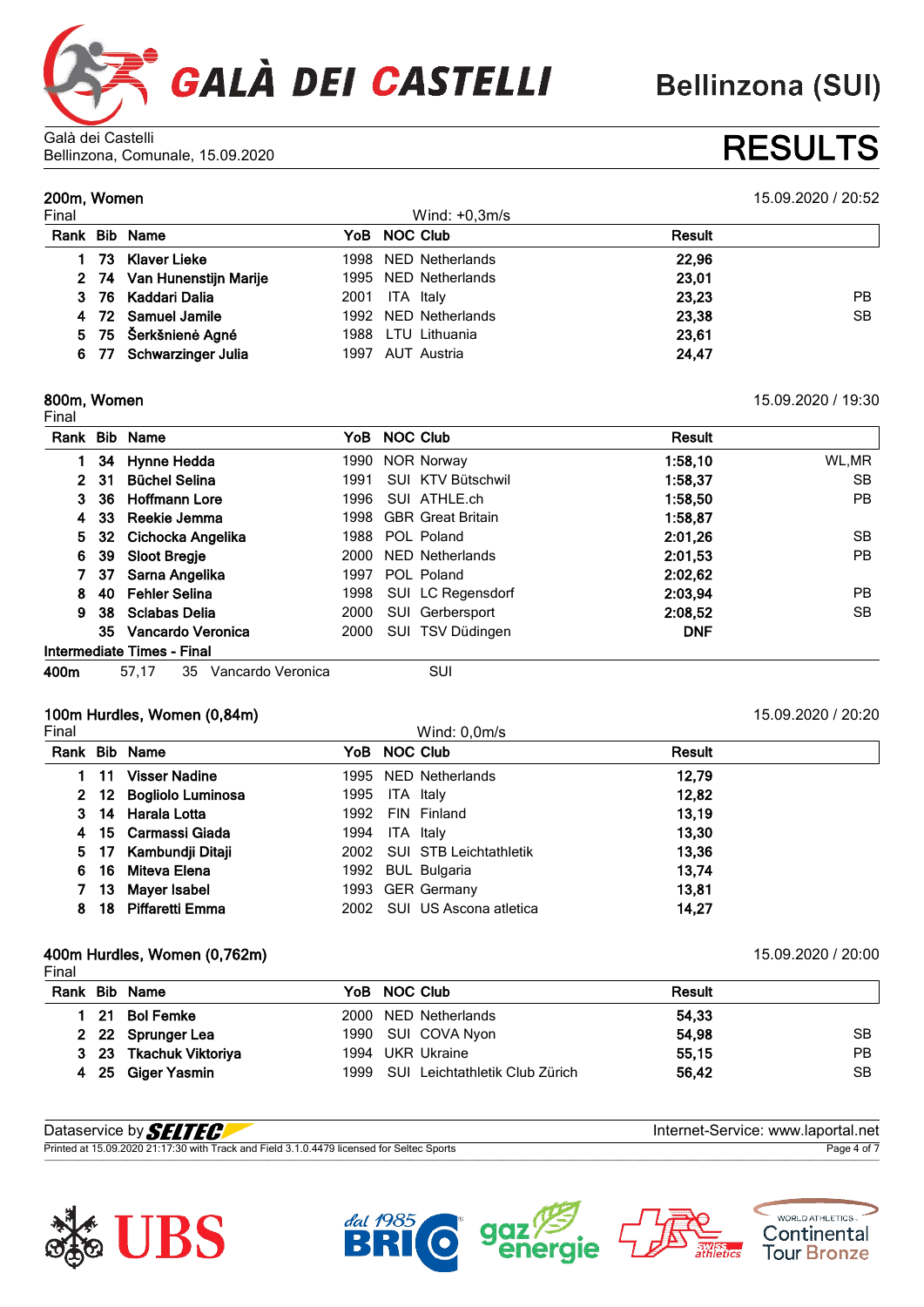# GALÀ DEI CASTELLI

Bellinzona (SUI)

Galà dei Castelli
Bellinzona, Comunale, 15.09.2020

# RESULTS

## 200m, Women

15.09.2020 / 20:52

Final — Wind: +0,3m/s

| Rank | Bib | Name | YoB | NOC | Club | Result | |
|---|---|---|---|---|---|---|---|
| 1 | 73 | Klaver Lieke | 1998 | NED | Netherlands | 22,96 | |
| 2 | 74 | Van Hunenstijn Marije | 1995 | NED | Netherlands | 23,01 | |
| 3 | 76 | Kaddari Dalia | 2001 | ITA | Italy | 23,23 | PB |
| 4 | 72 | Samuel Jamile | 1992 | NED | Netherlands | 23,38 | SB |
| 5 | 75 | Šerkšnienė Agnė | 1988 | LTU | Lithuania | 23,61 | |
| 6 | 77 | Schwarzinger Julia | 1997 | AUT | Austria | 24,47 | |

## 800m, Women

15.09.2020 / 19:30

Final

| Rank | Bib | Name | YoB | NOC | Club | Result | |
|---|---|---|---|---|---|---|---|
| 1 | 34 | Hynne Hedda | 1990 | NOR | Norway | 1:58,10 | WL,MR |
| 2 | 31 | Büchel Selina | 1991 | SUI | KTV Bütschwil | 1:58,37 | SB |
| 3 | 36 | Hoffmann Lore | 1996 | SUI | ATHLE.ch | 1:58,50 | PB |
| 4 | 33 | Reekie Jemma | 1998 | GBR | Great Britain | 1:58,87 | |
| 5 | 32 | Cichocka Angelika | 1988 | POL | Poland | 2:01,26 | SB |
| 6 | 39 | Sloot Bregje | 2000 | NED | Netherlands | 2:01,53 | PB |
| 7 | 37 | Sarna Angelika | 1997 | POL | Poland | 2:02,62 | |
| 8 | 40 | Fehler Selina | 1998 | SUI | LC Regensdorf | 2:03,94 | PB |
| 9 | 38 | Sclabas Delia | 2000 | SUI | Gerbersport | 2:08,52 | SB |
| | 35 | Vancardo Veronica | 2000 | SUI | TSV Düdingen | DNF | |

**Intermediate Times - Final**

| | | | | |
|---|---|---|---|---|
| **400m** | 57,17 | 35 | Vancardo Veronica | SUI |

## 100m Hurdles, Women (0,84m)

15.09.2020 / 20:20

Final — Wind: 0,0m/s

| Rank | Bib | Name | YoB | NOC | Club | Result |
|---|---|---|---|---|---|---|
| 1 | 11 | Visser Nadine | 1995 | NED | Netherlands | 12,79 |
| 2 | 12 | Bogliolo Luminosa | 1995 | ITA | Italy | 12,82 |
| 3 | 14 | Harala Lotta | 1992 | FIN | Finland | 13,19 |
| 4 | 15 | Carmassi Giada | 1994 | ITA | Italy | 13,30 |
| 5 | 17 | Kambundji Ditaji | 2002 | SUI | STB Leichtathletik | 13,36 |
| 6 | 16 | Miteva Elena | 1992 | BUL | Bulgaria | 13,74 |
| 7 | 13 | Mayer Isabel | 1993 | GER | Germany | 13,81 |
| 8 | 18 | Piffaretti Emma | 2002 | SUI | US Ascona atletica | 14,27 |

## 400m Hurdles, Women (0,762m)

15.09.2020 / 20:00

Final

| Rank | Bib | Name | YoB | NOC | Club | Result | |
|---|---|---|---|---|---|---|---|
| 1 | 21 | Bol Femke | 2000 | NED | Netherlands | 54,33 | |
| 2 | 22 | Sprunger Lea | 1990 | SUI | COVA Nyon | 54,98 | SB |
| 3 | 23 | Tkachuk Viktoriya | 1994 | UKR | Ukraine | 55,15 | PB |
| 4 | 25 | Giger Yasmin | 1999 | SUI | Leichtathletik Club Zürich | 56,42 | SB |

Dataservice by SELTEC — Internet-Service: www.laportal.net

Printed at 15.09.2020 21:17:30 with Track and Field 3.1.0.4479 licensed for Seltec Sports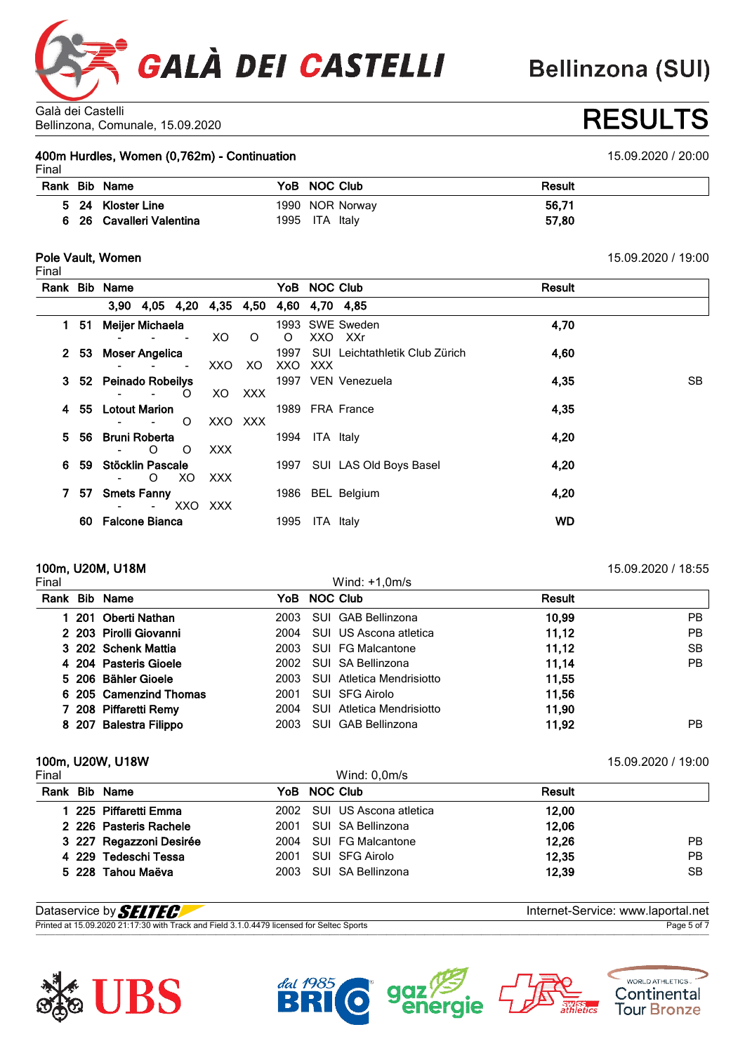Galà dei Castelli
Bellinzona, Comunale, 15.09.2020

# RESULTS

## 400m Hurdles, Women (0,762m) - Continuation

15.09.2020 / 20:00

Final

| Rank | Bib | Name | YoB | NOC | Club | Result | |
|---|---|---|---|---|---|---|---|
| 5 | 24 | Kloster Line | 1990 | NOR | Norway | 56,71 | |
| 6 | 26 | Cavalleri Valentina | 1995 | ITA | Italy | 57,80 | |

## Pole Vault, Women

15.09.2020 / 19:00

Final

| Rank | Bib | Name | 3,90 | 4,05 | 4,20 | 4,35 | 4,50 | 4,60 | 4,70 | 4,85 | YoB | NOC | Club | Result | |
|---|---|---|---|---|---|---|---|---|---|---|---|---|---|---|---|
| 1 | 51 | Meijer Michaela | - | - | - | XO | O | O | XXO | XXr | 1993 | SWE | Sweden | 4,70 | |
| 2 | 53 | Moser Angelica | - | - | - | XXO | XO | XXO | XXX | | 1997 | SUI | Leichtathletik Club Zürich | 4,60 | |
| 3 | 52 | Peinado Robeilys | - | - | O | XO | XXX | | | | 1997 | VEN | Venezuela | 4,35 | SB |
| 4 | 55 | Lotout Marion | - | - | O | XXO | XXX | | | | 1989 | FRA | France | 4,35 | |
| 5 | 56 | Bruni Roberta | - | O | O | XXX | | | | | 1994 | ITA | Italy | 4,20 | |
| 6 | 59 | Stöcklin Pascale | - | O | XO | XXX | | | | | 1997 | SUI | LAS Old Boys Basel | 4,20 | |
| 7 | 57 | Smets Fanny | - | - | XXO | XXX | | | | | 1986 | BEL | Belgium | 4,20 | |
| | 60 | Falcone Bianca | | | | | | | | | 1995 | ITA | Italy | WD | |

## 100m, U20M, U18M

15.09.2020 / 18:55

Final — Wind: +1,0m/s

| Rank | Bib | Name | YoB | NOC | Club | Result | |
|---|---|---|---|---|---|---|---|
| 1 | 201 | Oberti Nathan | 2003 | SUI | GAB Bellinzona | 10,99 | PB |
| 2 | 203 | Pirolli Giovanni | 2004 | SUI | US Ascona atletica | 11,12 | PB |
| 3 | 202 | Schenk Mattia | 2003 | SUI | FG Malcantone | 11,12 | SB |
| 4 | 204 | Pasteris Gioele | 2002 | SUI | SA Bellinzona | 11,14 | PB |
| 5 | 206 | Bähler Gioele | 2003 | SUI | Atletica Mendrisiotto | 11,55 | |
| 6 | 205 | Camenzind Thomas | 2001 | SUI | SFG Airolo | 11,56 | |
| 7 | 208 | Piffaretti Remy | 2004 | SUI | Atletica Mendrisiotto | 11,90 | |
| 8 | 207 | Balestra Filippo | 2003 | SUI | GAB Bellinzona | 11,92 | PB |

## 100m, U20W, U18W

15.09.2020 / 19:00

Final — Wind: 0,0m/s

| Rank | Bib | Name | YoB | NOC | Club | Result | |
|---|---|---|---|---|---|---|---|
| 1 | 225 | Piffaretti Emma | 2002 | SUI | US Ascona atletica | 12,00 | |
| 2 | 226 | Pasteris Rachele | 2001 | SUI | SA Bellinzona | 12,06 | |
| 3 | 227 | Regazzoni Desirée | 2004 | SUI | FG Malcantone | 12,26 | PB |
| 4 | 229 | Tedeschi Tessa | 2001 | SUI | SFG Airolo | 12,35 | PB |
| 5 | 228 | Tahou Maëva | 2003 | SUI | SA Bellinzona | 12,39 | SB |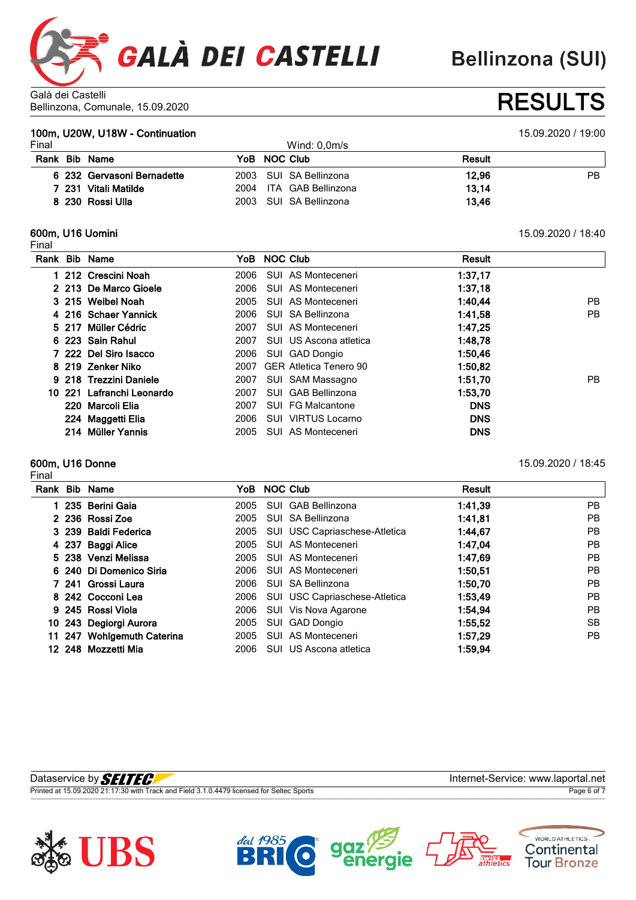# GALÀ DEI CASTELLI

Bellinzona (SUI)

Galà dei Castelli
Bellinzona, Comunale, 15.09.2020

# RESULTS

## 100m, U20W, U18W - Continuation

15.09.2020 / 19:00

Final — Wind: 0,0m/s

| Rank | Bib | Name | YoB | NOC | Club | Result | |
|---|---|---|---|---|---|---|---|
| 6 | 232 | Gervasoni Bernadette | 2003 | SUI | SA Bellinzona | 12,96 | PB |
| 7 | 231 | Vitali Matilde | 2004 | ITA | GAB Bellinzona | 13,14 | |
| 8 | 230 | Rossi Ulla | 2003 | SUI | SA Bellinzona | 13,46 | |

## 600m, U16 Uomini

15.09.2020 / 18:40

Final

| Rank | Bib | Name | YoB | NOC | Club | Result | |
|---|---|---|---|---|---|---|---|
| 1 | 212 | Crescini Noah | 2006 | SUI | AS Monteceneri | 1:37,17 | |
| 2 | 213 | De Marco Gioele | 2006 | SUI | AS Monteceneri | 1:37,18 | |
| 3 | 215 | Weibel Noah | 2005 | SUI | AS Monteceneri | 1:40,44 | PB |
| 4 | 216 | Schaer Yannick | 2006 | SUI | SA Bellinzona | 1:41,58 | PB |
| 5 | 217 | Müller Cédric | 2007 | SUI | AS Monteceneri | 1:47,25 | |
| 6 | 223 | Sain Rahul | 2007 | SUI | US Ascona atletica | 1:48,78 | |
| 7 | 222 | Del Siro Isacco | 2006 | SUI | GAD Dongio | 1:50,46 | |
| 8 | 219 | Zenker Niko | 2007 | GER | Atletica Tenero 90 | 1:50,82 | |
| 9 | 218 | Trezzini Daniele | 2007 | SUI | SAM Massagno | 1:51,70 | PB |
| 10 | 221 | Lafranchi Leonardo | 2007 | SUI | GAB Bellinzona | 1:53,70 | |
| | 220 | Marcoli Elia | 2007 | SUI | FG Malcantone | DNS | |
| | 224 | Maggetti Elia | 2006 | SUI | VIRTUS Locarno | DNS | |
| | 214 | Müller Yannis | 2005 | SUI | AS Monteceneri | DNS | |

## 600m, U16 Donne

15.09.2020 / 18:45

Final

| Rank | Bib | Name | YoB | NOC | Club | Result | |
|---|---|---|---|---|---|---|---|
| 1 | 235 | Berini Gaia | 2005 | SUI | GAB Bellinzona | 1:41,39 | PB |
| 2 | 236 | Rossi Zoe | 2005 | SUI | SA Bellinzona | 1:41,81 | PB |
| 3 | 239 | Baldi Federica | 2005 | SUI | USC Capriaschese-Atletica | 1:44,67 | PB |
| 4 | 237 | Baggi Alice | 2005 | SUI | AS Monteceneri | 1:47,04 | PB |
| 5 | 238 | Venzi Melissa | 2005 | SUI | AS Monteceneri | 1:47,69 | PB |
| 6 | 240 | Di Domenico Siria | 2006 | SUI | AS Monteceneri | 1:50,51 | PB |
| 7 | 241 | Grossi Laura | 2006 | SUI | SA Bellinzona | 1:50,70 | PB |
| 8 | 242 | Cocconi Lea | 2006 | SUI | USC Capriaschese-Atletica | 1:53,49 | PB |
| 9 | 245 | Rossi Viola | 2006 | SUI | Vis Nova Agarone | 1:54,94 | PB |
| 10 | 243 | Degiorgi Aurora | 2005 | SUI | GAD Dongio | 1:55,52 | SB |
| 11 | 247 | Wohlgemuth Caterina | 2005 | SUI | AS Monteceneri | 1:57,29 | PB |
| 12 | 248 | Mozzetti Mia | 2006 | SUI | US Ascona atletica | 1:59,94 | |

Dataservice by SELTEC — Internet-Service: www.laportal.net

Printed at 15.09.2020 21:17:30 with Track and Field 3.1.0.4479 licensed for Seltec Sports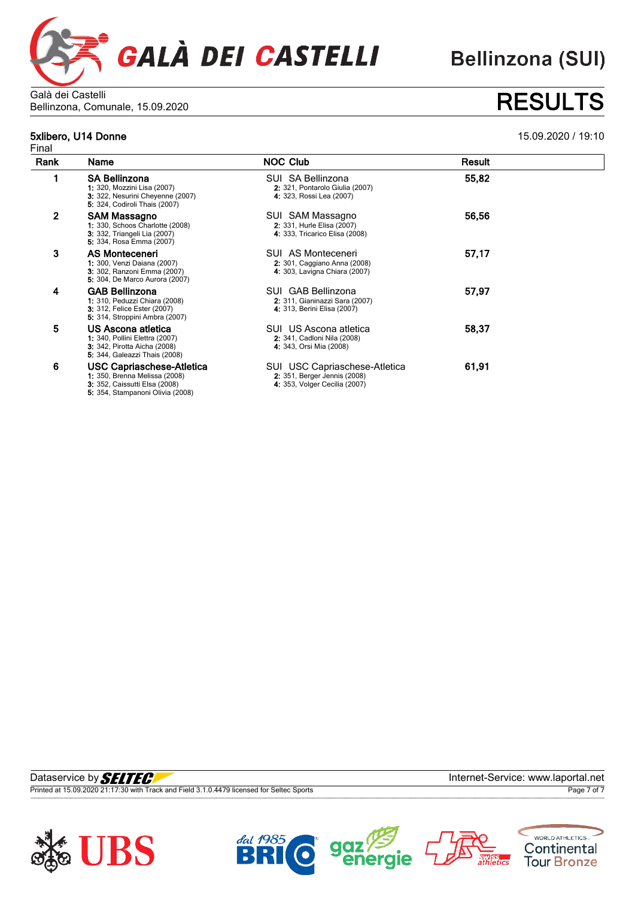# Galà dei Castelli

Galà dei Castelli
Bellinzona, Comunale, 15.09.2020

## RESULTS

### 5xlibero, U14 Donne

15.09.2020 / 19:10

Final

| Rank | Name | NOC Club | Result |
|---|---|---|---|
| 1 | **SA Bellinzona**<br>**1**: 320, Mozzini Lisa (2007)<br>**3**: 322, Nesurini Cheyenne (2007)<br>**5**: 324, Codiroli Thais (2007) | SUI SA Bellinzona<br>**2**: 321, Pontarolo Giulia (2007)<br>**4**: 323, Rossi Lea (2007) | **55,82** |
| 2 | **SAM Massagno**<br>**1**: 330, Schoos Charlotte (2008)<br>**3**: 332, Triangeli Lia (2007)<br>**5**: 334, Rosa Emma (2007) | SUI SAM Massagno<br>**2**: 331, Hurle Elisa (2007)<br>**4**: 333, Tricarico Elisa (2008) | **56,56** |
| 3 | **AS Monteceneri**<br>**1**: 300, Venzi Daiana (2007)<br>**3**: 302, Ranzoni Emma (2007)<br>**5**: 304, De Marco Aurora (2007) | SUI AS Monteceneri<br>**2**: 301, Caggiano Anna (2008)<br>**4**: 303, Lavigna Chiara (2007) | **57,17** |
| 4 | **GAB Bellinzona**<br>**1**: 310, Peduzzi Chiara (2008)<br>**3**: 312, Felice Ester (2007)<br>**5**: 314, Stroppini Ambra (2007) | SUI GAB Bellinzona<br>**2**: 311, Gianinazzi Sara (2007)<br>**4**: 313, Berini Elisa (2007) | **57,97** |
| 5 | **US Ascona atletica**<br>**1**: 340, Pollini Elettra (2007)<br>**3**: 342, Pirotta Aicha (2008)<br>**5**: 344, Galeazzi Thais (2008) | SUI US Ascona atletica<br>**2**: 341, Cadloni Nila (2008)<br>**4**: 343, Orsi Mia (2008) | **58,37** |
| 6 | **USC Capriaschese-Atletica**<br>**1**: 350, Brenna Melissa (2008)<br>**3**: 352, Caissutti Elsa (2008)<br>**5**: 354, Stampanoni Olivia (2008) | SUI USC Capriaschese-Atletica<br>**2**: 351, Berger Jennis (2008)<br>**4**: 353, Volger Cecilia (2007) | **61,91** |

Dataservice by SELTEC — Internet-Service: www.laportal.net

Printed at 15.09.2020 21:17:30 with Track and Field 3.1.0.4479 licensed for Seltec Sports